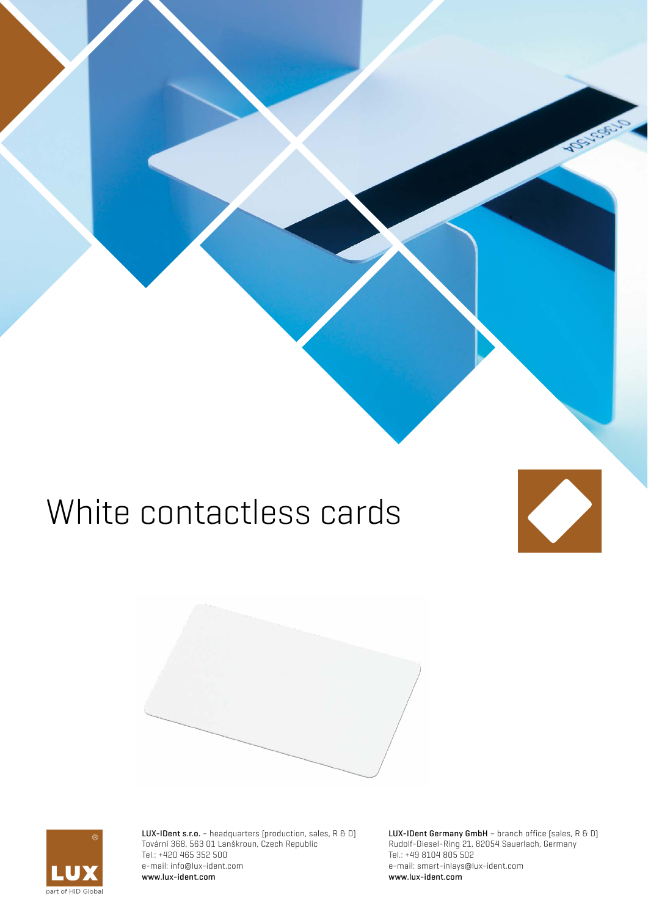# White contactless cards

**LUX-IDent s.r.o.** – headquarters (production, sales, R & D)
Tovární 368, 563 01 Lanškroun, Czech Republic
Tel.: +420 465 352 500
e-mail: info@lux-ident.com
**www.lux-ident.com**

**LUX-IDent Germany GmbH** – branch office (sales, R & D)
Rudolf-Diesel-Ring 21, 82054 Sauerlach, Germany
Tel.: +49 8104 805 502
e-mail: smart-inlays@lux-ident.com
**www.lux-ident.com**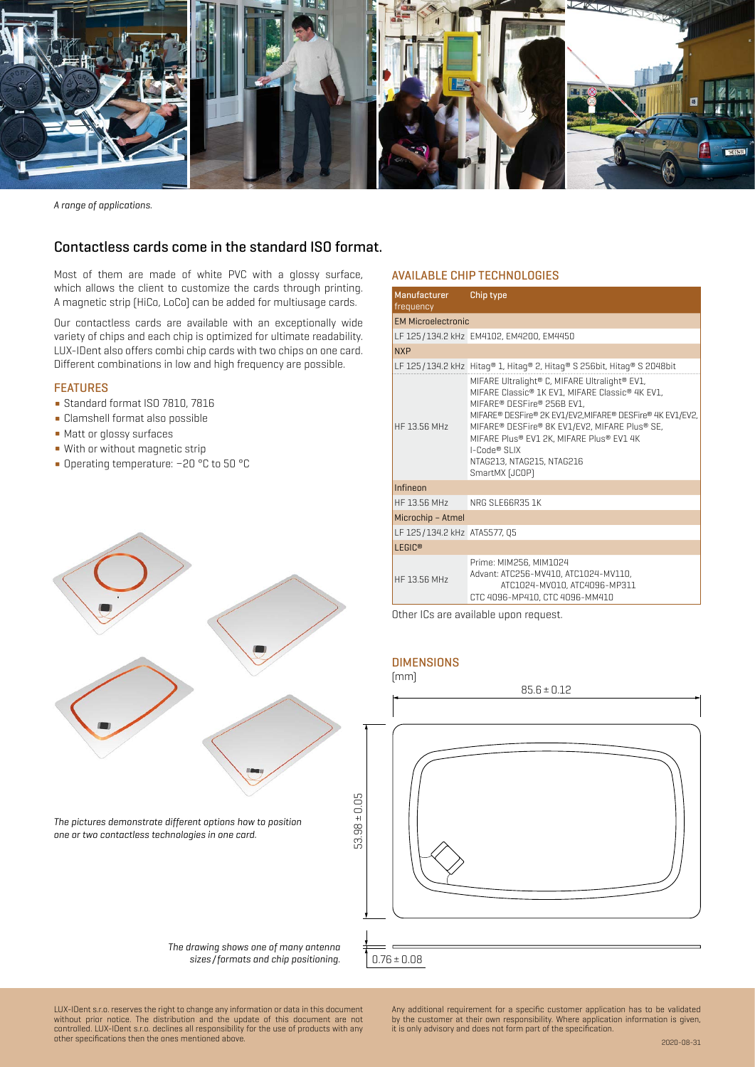*A range of applications.*

## Contactless cards come in the standard ISO format.

Most of them are made of white PVC with a glossy surface, which allows the client to customize the cards through printing. A magnetic strip (HiCo, LoCo) can be added for multiusage cards.

Our contactless cards are available with an exceptionally wide variety of chips and each chip is optimized for ultimate readability. LUX-IDent also offers combi chip cards with two chips on one card. Different combinations in low and high frequency are possible.

### FEATURES

- Standard format ISO 7810, 7816
- Clamshell format also possible
- Matt or glossy surfaces
- With or without magnetic strip
- Operating temperature: −20 °C to 50 °C

*The pictures demonstrate different options how to position one or two contactless technologies in one card.*

### AVAILABLE CHIP TECHNOLOGIES

| Manufacturer frequency | Chip type |
| --- | --- |
| **EM Microelectronic** | |
| LF 125 / 134.2 kHz | EM4102, EM4200, EM4450 |
| **NXP** | |
| LF 125 / 134.2 kHz | Hitag® 1, Hitag® 2, Hitag® S 256bit, Hitag® S 2048bit |
| HF 13.56 MHz | MIFARE Ultralight® C, MIFARE Ultralight® EV1, MIFARE Classic® 1K EV1, MIFARE Classic® 4K EV1, MIFARE® DESFire® 256B EV1, MIFARE® DESFire® 2K EV1/EV2,MIFARE® DESFire® 4K EV1/EV2, MIFARE® DESFire® 8K EV1/EV2, MIFARE Plus® SE, MIFARE Plus® EV1 2K, MIFARE Plus® EV1 4K, I-Code® SLIX, NTAG213, NTAG215, NTAG216, SmartMX (JCOP) |
| **Infineon** | |
| HF 13.56 MHz | NRG SLE66R35 1K |
| **Microchip – Atmel** | |
| LF 125 / 134.2 kHz | ATA5577, Q5 |
| **LEGIC®** | |
| HF 13.56 MHz | Prime: MIM256, MIM1024<br>Advant: ATC256-MV410, ATC1024-MV110, ATC1024-MV010, ATC4096-MP311<br>CTC 4096-MP410, CTC 4096-MM410 |

Other ICs are available upon request.

### DIMENSIONS

(mm)

85.6 ± 0.12

53.98 ± 0.05

0.76 ± 0.08

*The drawing shows one of many antenna sizes / formats and chip positioning.*

LUX-IDent s.r.o. reserves the right to change any information or data in this document without prior notice. The distribution and the update of this document are not controlled. LUX-IDent s.r.o. declines all responsibility for the use of products with any other specifications then the ones mentioned above.

Any additional requirement for a specific customer application has to be validated by the customer at their own responsibility. Where application information is given, it is only advisory and does not form part of the specification.

2020-08-31